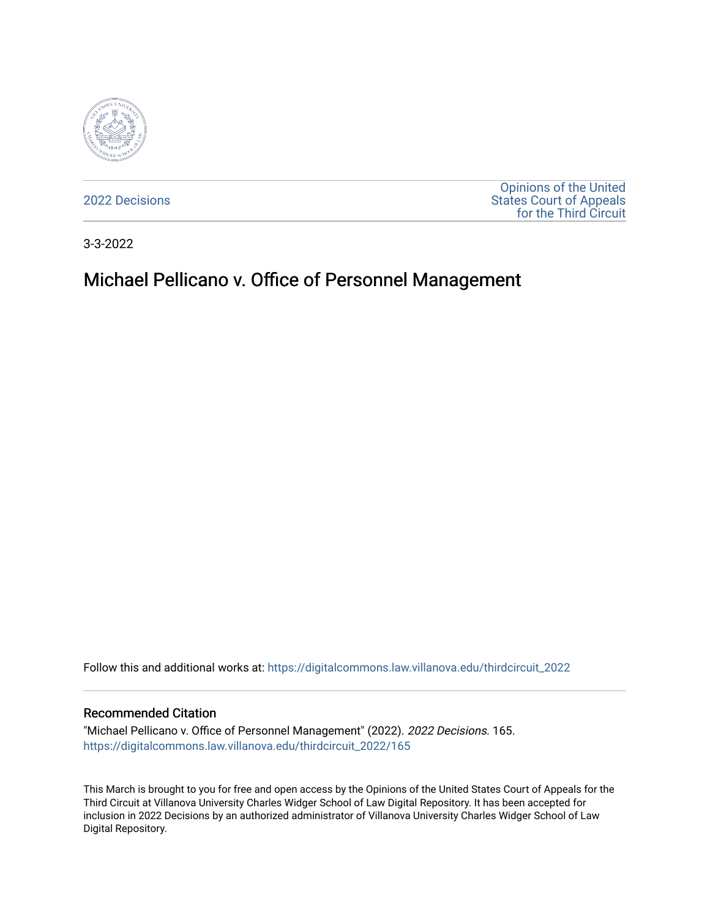2022 Decisions

Opinions of the United States Court of Appeals for the Third Circuit

3-3-2022

# Michael Pellicano v. Office of Personnel Management

Follow this and additional works at: https://digitalcommons.law.villanova.edu/thirdcircuit_2022

### Recommended Citation

"Michael Pellicano v. Office of Personnel Management" (2022). *2022 Decisions*. 165.
https://digitalcommons.law.villanova.edu/thirdcircuit_2022/165

This March is brought to you for free and open access by the Opinions of the United States Court of Appeals for the Third Circuit at Villanova University Charles Widger School of Law Digital Repository. It has been accepted for inclusion in 2022 Decisions by an authorized administrator of Villanova University Charles Widger School of Law Digital Repository.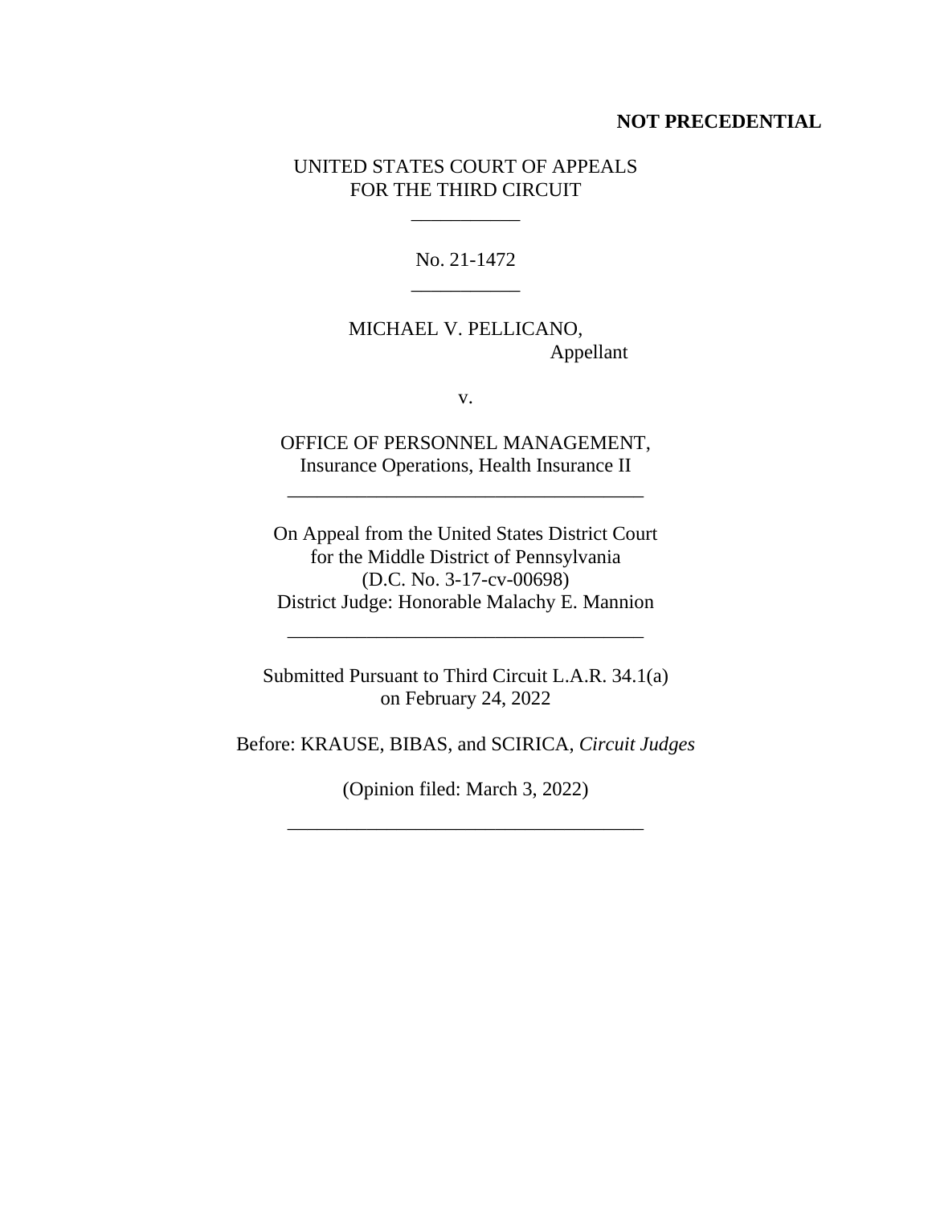**NOT PRECEDENTIAL**

UNITED STATES COURT OF APPEALS
FOR THE THIRD CIRCUIT

\_\_\_\_\_\_\_\_\_\_\_

No. 21-1472

\_\_\_\_\_\_\_\_\_\_\_

MICHAEL V. PELLICANO,
Appellant

v.

OFFICE OF PERSONNEL MANAGEMENT,
Insurance Operations, Health Insurance II

\_\_\_\_\_\_\_\_\_\_\_\_\_\_\_\_\_\_\_\_\_\_\_\_\_\_\_\_\_\_\_\_\_\_\_\_

On Appeal from the United States District Court
for the Middle District of Pennsylvania
(D.C. No. 3-17-cv-00698)
District Judge: Honorable Malachy E. Mannion

\_\_\_\_\_\_\_\_\_\_\_\_\_\_\_\_\_\_\_\_\_\_\_\_\_\_\_\_\_\_\_\_\_\_\_\_

Submitted Pursuant to Third Circuit L.A.R. 34.1(a)
on February 24, 2022

Before: KRAUSE, BIBAS, and SCIRICA, *Circuit Judges*

(Opinion filed: March 3, 2022)

\_\_\_\_\_\_\_\_\_\_\_\_\_\_\_\_\_\_\_\_\_\_\_\_\_\_\_\_\_\_\_\_\_\_\_\_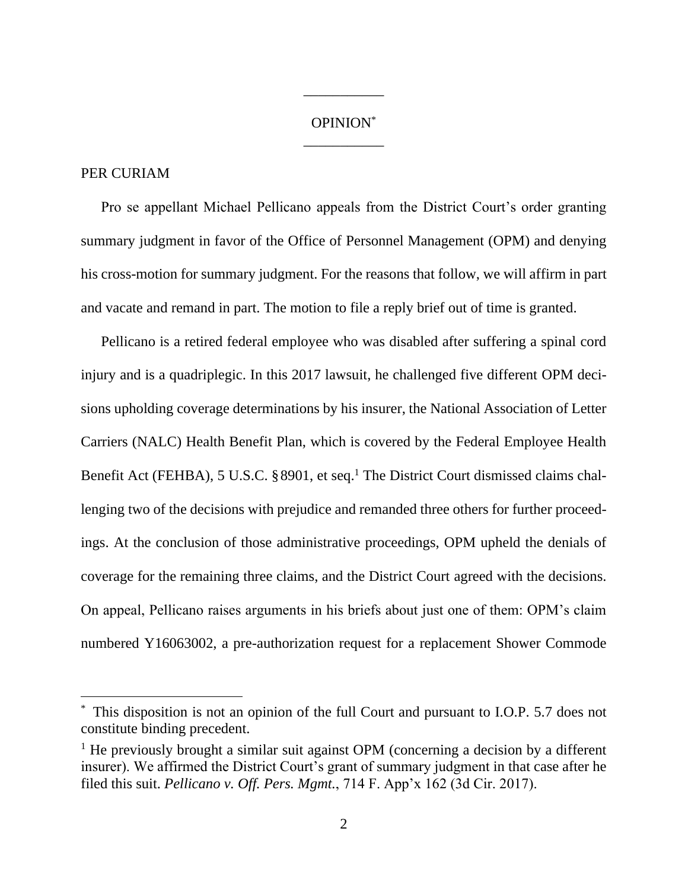---

OPINION[*]

---

PER CURIAM

Pro se appellant Michael Pellicano appeals from the District Court's order granting summary judgment in favor of the Office of Personnel Management (OPM) and denying his cross-motion for summary judgment. For the reasons that follow, we will affirm in part and vacate and remand in part. The motion to file a reply brief out of time is granted.

Pellicano is a retired federal employee who was disabled after suffering a spinal cord injury and is a quadriplegic. In this 2017 lawsuit, he challenged five different OPM decisions upholding coverage determinations by his insurer, the National Association of Letter Carriers (NALC) Health Benefit Plan, which is covered by the Federal Employee Health Benefit Act (FEHBA), 5 U.S.C. § 8901, et seq.[1] The District Court dismissed claims challenging two of the decisions with prejudice and remanded three others for further proceedings. At the conclusion of those administrative proceedings, OPM upheld the denials of coverage for the remaining three claims, and the District Court agreed with the decisions. On appeal, Pellicano raises arguments in his briefs about just one of them: OPM's claim numbered Y16063002, a pre-authorization request for a replacement Shower Commode

---

[*] This disposition is not an opinion of the full Court and pursuant to I.O.P. 5.7 does not constitute binding precedent.

[1] He previously brought a similar suit against OPM (concerning a decision by a different insurer). We affirmed the District Court's grant of summary judgment in that case after he filed this suit. *Pellicano v. Off. Pers. Mgmt.*, 714 F. App'x 162 (3d Cir. 2017).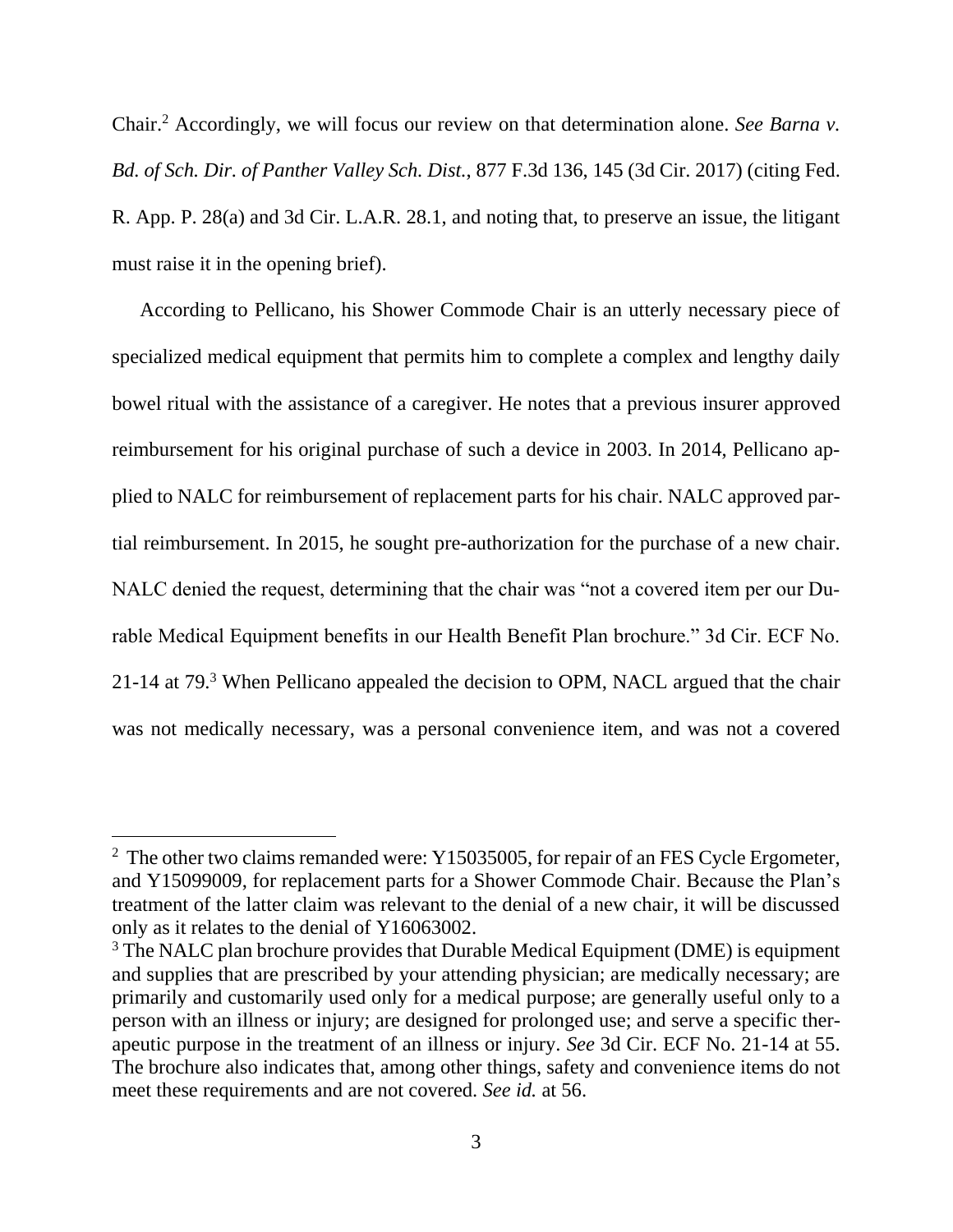Chair.[2] Accordingly, we will focus our review on that determination alone. *See Barna v. Bd. of Sch. Dir. of Panther Valley Sch. Dist.*, 877 F.3d 136, 145 (3d Cir. 2017) (citing Fed. R. App. P. 28(a) and 3d Cir. L.A.R. 28.1, and noting that, to preserve an issue, the litigant must raise it in the opening brief).

According to Pellicano, his Shower Commode Chair is an utterly necessary piece of specialized medical equipment that permits him to complete a complex and lengthy daily bowel ritual with the assistance of a caregiver. He notes that a previous insurer approved reimbursement for his original purchase of such a device in 2003. In 2014, Pellicano applied to NALC for reimbursement of replacement parts for his chair. NALC approved partial reimbursement. In 2015, he sought pre-authorization for the purchase of a new chair. NALC denied the request, determining that the chair was "not a covered item per our Durable Medical Equipment benefits in our Health Benefit Plan brochure." 3d Cir. ECF No. 21-14 at 79.[3] When Pellicano appealed the decision to OPM, NACL argued that the chair was not medically necessary, was a personal convenience item, and was not a covered

---

[2] The other two claims remanded were: Y15035005, for repair of an FES Cycle Ergometer, and Y15099009, for replacement parts for a Shower Commode Chair. Because the Plan's treatment of the latter claim was relevant to the denial of a new chair, it will be discussed only as it relates to the denial of Y16063002.

[3] The NALC plan brochure provides that Durable Medical Equipment (DME) is equipment and supplies that are prescribed by your attending physician; are medically necessary; are primarily and customarily used only for a medical purpose; are generally useful only to a person with an illness or injury; are designed for prolonged use; and serve a specific therapeutic purpose in the treatment of an illness or injury. *See* 3d Cir. ECF No. 21-14 at 55. The brochure also indicates that, among other things, safety and convenience items do not meet these requirements and are not covered. *See id.* at 56.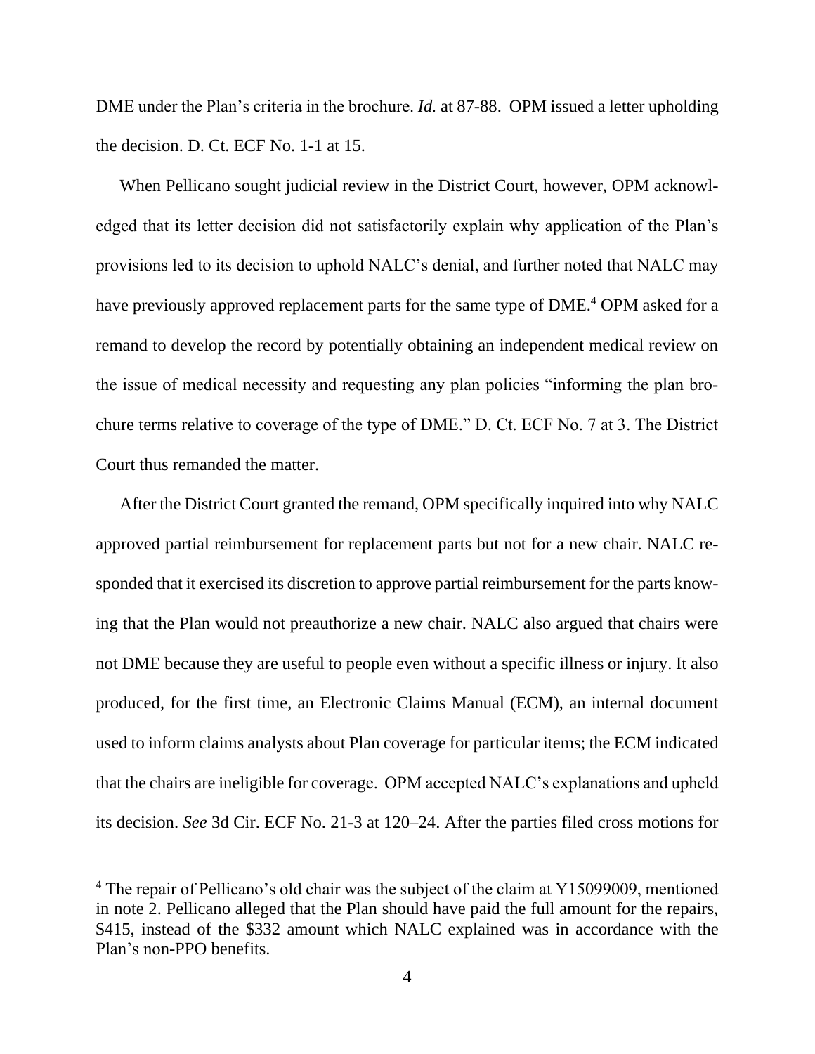DME under the Plan's criteria in the brochure. *Id.* at 87-88. OPM issued a letter upholding the decision. D. Ct. ECF No. 1-1 at 15.

When Pellicano sought judicial review in the District Court, however, OPM acknowledged that its letter decision did not satisfactorily explain why application of the Plan's provisions led to its decision to uphold NALC's denial, and further noted that NALC may have previously approved replacement parts for the same type of DME.[4] OPM asked for a remand to develop the record by potentially obtaining an independent medical review on the issue of medical necessity and requesting any plan policies "informing the plan brochure terms relative to coverage of the type of DME." D. Ct. ECF No. 7 at 3. The District Court thus remanded the matter.

After the District Court granted the remand, OPM specifically inquired into why NALC approved partial reimbursement for replacement parts but not for a new chair. NALC responded that it exercised its discretion to approve partial reimbursement for the parts knowing that the Plan would not preauthorize a new chair. NALC also argued that chairs were not DME because they are useful to people even without a specific illness or injury. It also produced, for the first time, an Electronic Claims Manual (ECM), an internal document used to inform claims analysts about Plan coverage for particular items; the ECM indicated that the chairs are ineligible for coverage. OPM accepted NALC's explanations and upheld its decision. *See* 3d Cir. ECF No. 21-3 at 120–24. After the parties filed cross motions for

---

[4] The repair of Pellicano's old chair was the subject of the claim at Y15099009, mentioned in note 2. Pellicano alleged that the Plan should have paid the full amount for the repairs, $415, instead of the $332 amount which NALC explained was in accordance with the Plan's non-PPO benefits.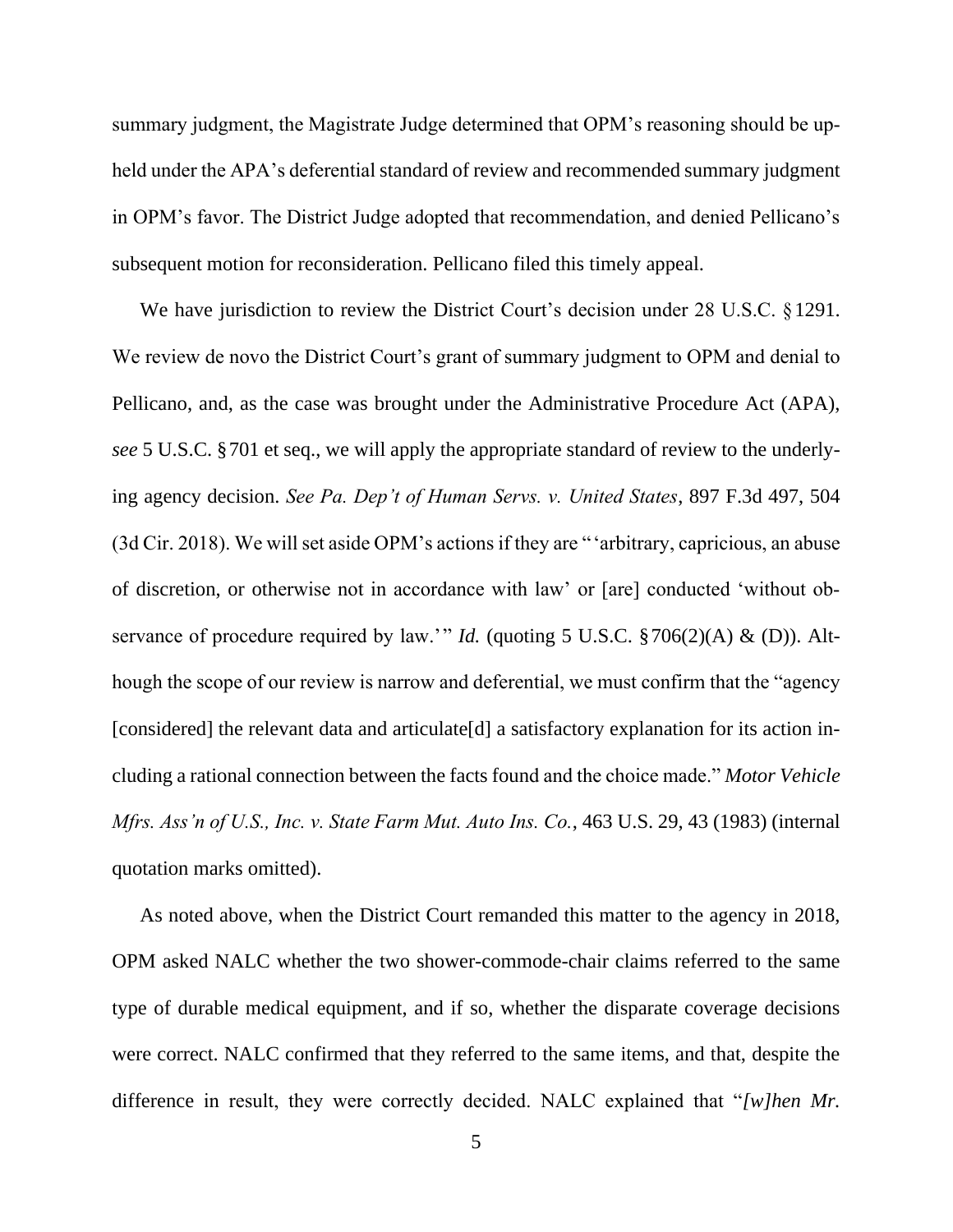summary judgment, the Magistrate Judge determined that OPM's reasoning should be upheld under the APA's deferential standard of review and recommended summary judgment in OPM's favor. The District Judge adopted that recommendation, and denied Pellicano's subsequent motion for reconsideration. Pellicano filed this timely appeal.

We have jurisdiction to review the District Court's decision under 28 U.S.C. § 1291. We review de novo the District Court's grant of summary judgment to OPM and denial to Pellicano, and, as the case was brought under the Administrative Procedure Act (APA), *see* 5 U.S.C. § 701 et seq., we will apply the appropriate standard of review to the underlying agency decision. *See Pa. Dep't of Human Servs. v. United States*, 897 F.3d 497, 504 (3d Cir. 2018). We will set aside OPM's actions if they are "'arbitrary, capricious, an abuse of discretion, or otherwise not in accordance with law' or [are] conducted 'without observance of procedure required by law.'" *Id.* (quoting 5 U.S.C. § 706(2)(A) & (D)). Although the scope of our review is narrow and deferential, we must confirm that the "agency [considered] the relevant data and articulate[d] a satisfactory explanation for its action including a rational connection between the facts found and the choice made." *Motor Vehicle Mfrs. Ass'n of U.S., Inc. v. State Farm Mut. Auto Ins. Co.*, 463 U.S. 29, 43 (1983) (internal quotation marks omitted).

As noted above, when the District Court remanded this matter to the agency in 2018, OPM asked NALC whether the two shower-commode-chair claims referred to the same type of durable medical equipment, and if so, whether the disparate coverage decisions were correct. NALC confirmed that they referred to the same items, and that, despite the difference in result, they were correctly decided. NALC explained that "*[w]hen Mr.*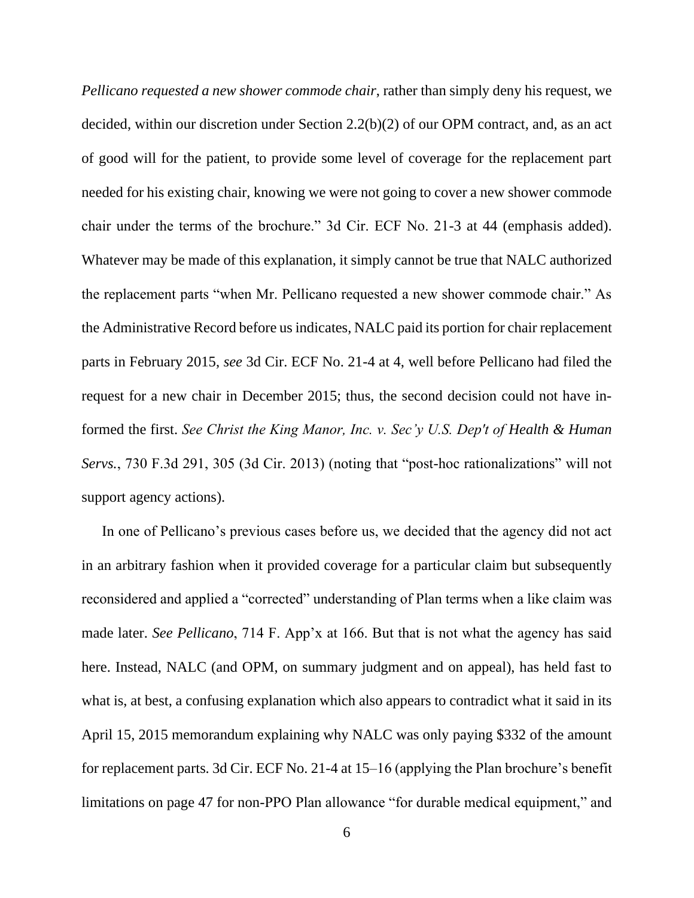*Pellicano requested a new shower commode chair*, rather than simply deny his request, we decided, within our discretion under Section 2.2(b)(2) of our OPM contract, and, as an act of good will for the patient, to provide some level of coverage for the replacement part needed for his existing chair, knowing we were not going to cover a new shower commode chair under the terms of the brochure." 3d Cir. ECF No. 21-3 at 44 (emphasis added). Whatever may be made of this explanation, it simply cannot be true that NALC authorized the replacement parts "when Mr. Pellicano requested a new shower commode chair." As the Administrative Record before us indicates, NALC paid its portion for chair replacement parts in February 2015, *see* 3d Cir. ECF No. 21-4 at 4, well before Pellicano had filed the request for a new chair in December 2015; thus, the second decision could not have informed the first. *See Christ the King Manor, Inc. v. Sec'y U.S. Dep't of Health & Human Servs.*, 730 F.3d 291, 305 (3d Cir. 2013) (noting that "post-hoc rationalizations" will not support agency actions).

In one of Pellicano's previous cases before us, we decided that the agency did not act in an arbitrary fashion when it provided coverage for a particular claim but subsequently reconsidered and applied a "corrected" understanding of Plan terms when a like claim was made later. *See Pellicano*, 714 F. App'x at 166. But that is not what the agency has said here. Instead, NALC (and OPM, on summary judgment and on appeal), has held fast to what is, at best, a confusing explanation which also appears to contradict what it said in its April 15, 2015 memorandum explaining why NALC was only paying $332 of the amount for replacement parts. 3d Cir. ECF No. 21-4 at 15–16 (applying the Plan brochure's benefit limitations on page 47 for non-PPO Plan allowance "for durable medical equipment," and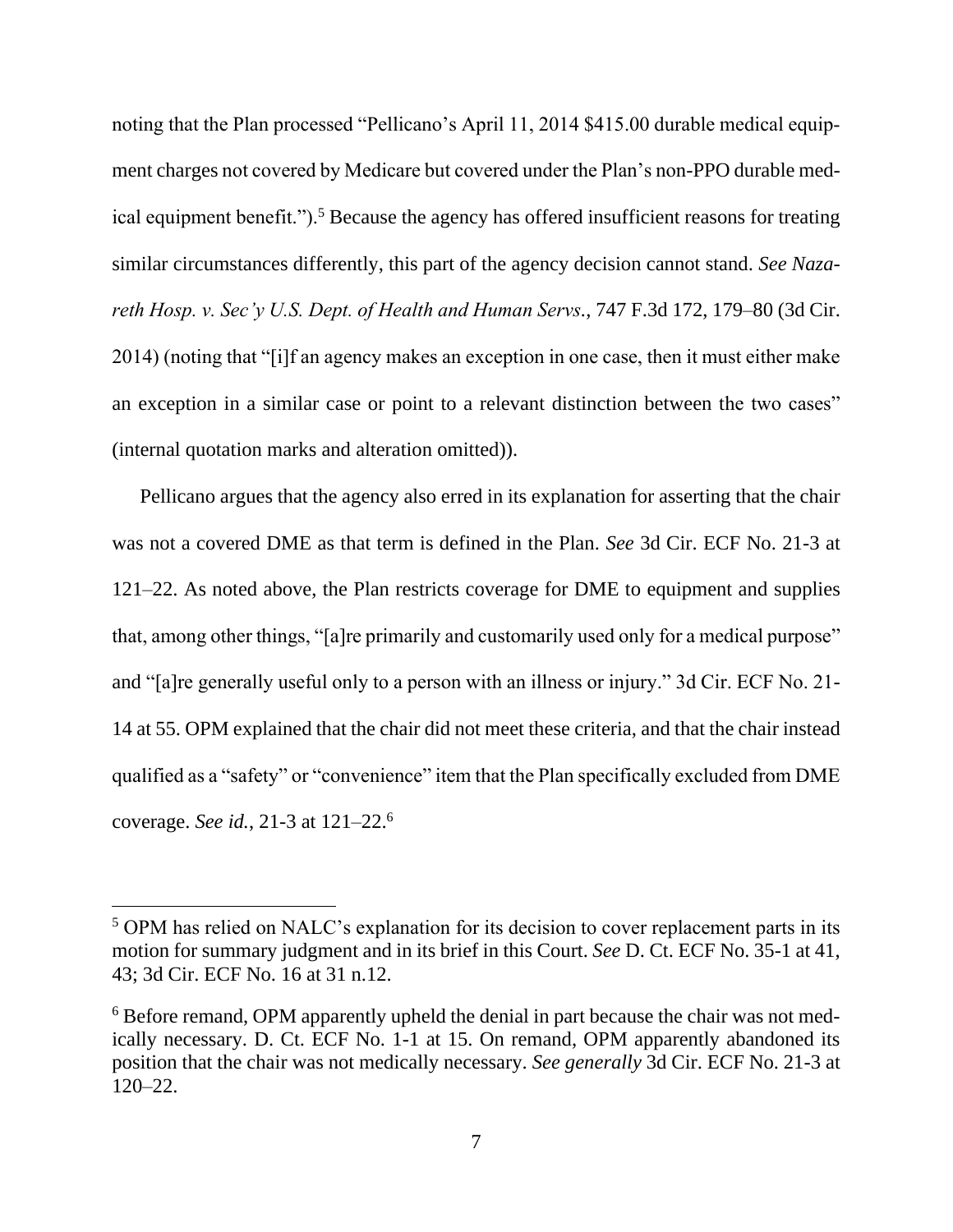noting that the Plan processed "Pellicano's April 11, 2014 $415.00 durable medical equipment charges not covered by Medicare but covered under the Plan's non-PPO durable medical equipment benefit.").[5] Because the agency has offered insufficient reasons for treating similar circumstances differently, this part of the agency decision cannot stand. *See Nazareth Hosp. v. Sec'y U.S. Dept. of Health and Human Servs.*, 747 F.3d 172, 179–80 (3d Cir. 2014) (noting that "[i]f an agency makes an exception in one case, then it must either make an exception in a similar case or point to a relevant distinction between the two cases" (internal quotation marks and alteration omitted)).

Pellicano argues that the agency also erred in its explanation for asserting that the chair was not a covered DME as that term is defined in the Plan. *See* 3d Cir. ECF No. 21-3 at 121–22. As noted above, the Plan restricts coverage for DME to equipment and supplies that, among other things, "[a]re primarily and customarily used only for a medical purpose" and "[a]re generally useful only to a person with an illness or injury." 3d Cir. ECF No. 21-14 at 55. OPM explained that the chair did not meet these criteria, and that the chair instead qualified as a "safety" or "convenience" item that the Plan specifically excluded from DME coverage. *See id.*, 21-3 at 121–22.[6]

---

[5] OPM has relied on NALC's explanation for its decision to cover replacement parts in its motion for summary judgment and in its brief in this Court. *See* D. Ct. ECF No. 35-1 at 41, 43; 3d Cir. ECF No. 16 at 31 n.12.

[6] Before remand, OPM apparently upheld the denial in part because the chair was not medically necessary. D. Ct. ECF No. 1-1 at 15. On remand, OPM apparently abandoned its position that the chair was not medically necessary. *See generally* 3d Cir. ECF No. 21-3 at 120–22.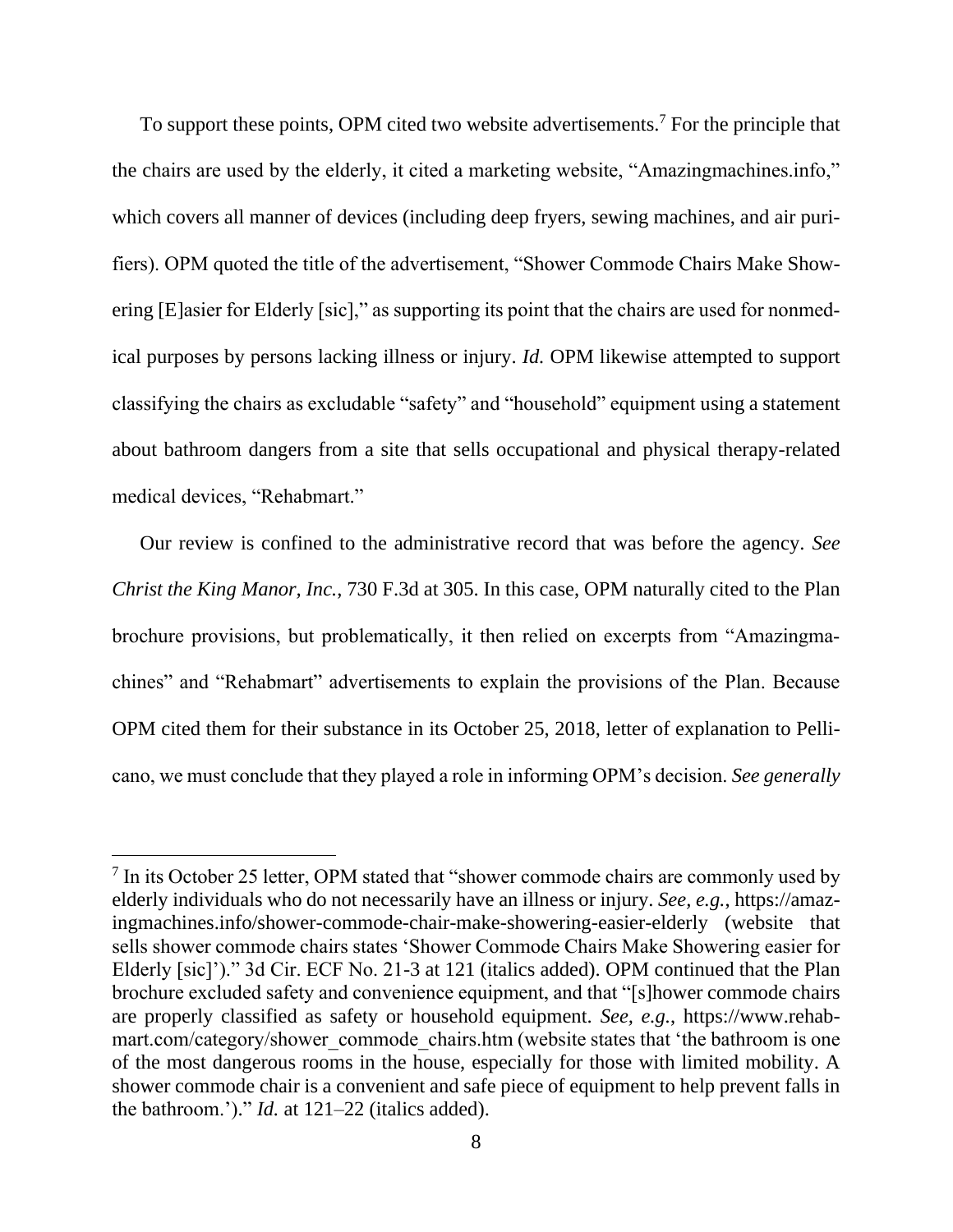To support these points, OPM cited two website advertisements.[7] For the principle that the chairs are used by the elderly, it cited a marketing website, "Amazingmachines.info," which covers all manner of devices (including deep fryers, sewing machines, and air purifiers). OPM quoted the title of the advertisement, "Shower Commode Chairs Make Showering [E]asier for Elderly [sic]," as supporting its point that the chairs are used for nonmedical purposes by persons lacking illness or injury. *Id.* OPM likewise attempted to support classifying the chairs as excludable "safety" and "household" equipment using a statement about bathroom dangers from a site that sells occupational and physical therapy-related medical devices, "Rehabmart."

Our review is confined to the administrative record that was before the agency. *See Christ the King Manor, Inc.*, 730 F.3d at 305. In this case, OPM naturally cited to the Plan brochure provisions, but problematically, it then relied on excerpts from "Amazingmachines" and "Rehabmart" advertisements to explain the provisions of the Plan. Because OPM cited them for their substance in its October 25, 2018, letter of explanation to Pellicano, we must conclude that they played a role in informing OPM's decision. *See generally*

---

[7] In its October 25 letter, OPM stated that "shower commode chairs are commonly used by elderly individuals who do not necessarily have an illness or injury. *See, e.g.*, https://amazingmachines.info/shower-commode-chair-make-showering-easier-elderly (website that sells shower commode chairs states 'Shower Commode Chairs Make Showering easier for Elderly [sic]')." 3d Cir. ECF No. 21-3 at 121 (italics added). OPM continued that the Plan brochure excluded safety and convenience equipment, and that "[s]hower commode chairs are properly classified as safety or household equipment. *See, e.g.*, https://www.rehabmart.com/category/shower_commode_chairs.htm (website states that 'the bathroom is one of the most dangerous rooms in the house, especially for those with limited mobility. A shower commode chair is a convenient and safe piece of equipment to help prevent falls in the bathroom.')." *Id.* at 121–22 (italics added).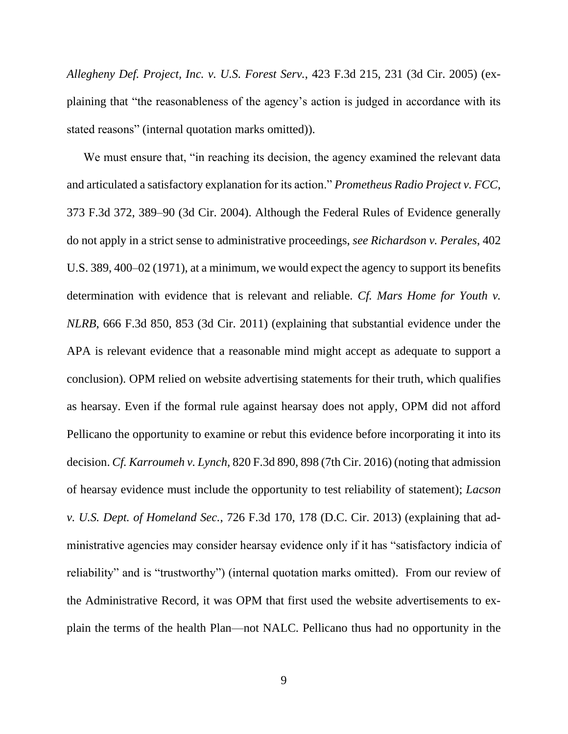*Allegheny Def. Project, Inc. v. U.S. Forest Serv.*, 423 F.3d 215, 231 (3d Cir. 2005) (explaining that "the reasonableness of the agency's action is judged in accordance with its stated reasons" (internal quotation marks omitted)).

We must ensure that, "in reaching its decision, the agency examined the relevant data and articulated a satisfactory explanation for its action." *Prometheus Radio Project v. FCC*, 373 F.3d 372, 389–90 (3d Cir. 2004). Although the Federal Rules of Evidence generally do not apply in a strict sense to administrative proceedings, *see Richardson v. Perales*, 402 U.S. 389, 400–02 (1971), at a minimum, we would expect the agency to support its benefits determination with evidence that is relevant and reliable. *Cf. Mars Home for Youth v. NLRB*, 666 F.3d 850, 853 (3d Cir. 2011) (explaining that substantial evidence under the APA is relevant evidence that a reasonable mind might accept as adequate to support a conclusion). OPM relied on website advertising statements for their truth, which qualifies as hearsay. Even if the formal rule against hearsay does not apply, OPM did not afford Pellicano the opportunity to examine or rebut this evidence before incorporating it into its decision. *Cf. Karroumeh v. Lynch*, 820 F.3d 890, 898 (7th Cir. 2016) (noting that admission of hearsay evidence must include the opportunity to test reliability of statement); *Lacson v. U.S. Dept. of Homeland Sec.*, 726 F.3d 170, 178 (D.C. Cir. 2013) (explaining that administrative agencies may consider hearsay evidence only if it has "satisfactory indicia of reliability" and is "trustworthy") (internal quotation marks omitted). From our review of the Administrative Record, it was OPM that first used the website advertisements to explain the terms of the health Plan—not NALC. Pellicano thus had no opportunity in the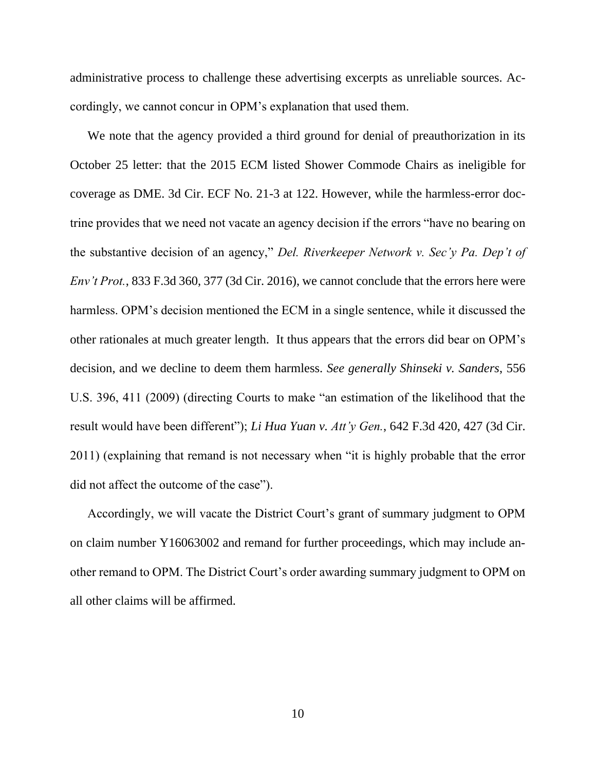administrative process to challenge these advertising excerpts as unreliable sources. Accordingly, we cannot concur in OPM's explanation that used them.

We note that the agency provided a third ground for denial of preauthorization in its October 25 letter: that the 2015 ECM listed Shower Commode Chairs as ineligible for coverage as DME. 3d Cir. ECF No. 21-3 at 122. However, while the harmless-error doctrine provides that we need not vacate an agency decision if the errors "have no bearing on the substantive decision of an agency," *Del. Riverkeeper Network v. Sec'y Pa. Dep't of Env't Prot.*, 833 F.3d 360, 377 (3d Cir. 2016), we cannot conclude that the errors here were harmless. OPM's decision mentioned the ECM in a single sentence, while it discussed the other rationales at much greater length. It thus appears that the errors did bear on OPM's decision, and we decline to deem them harmless. *See generally Shinseki v. Sanders*, 556 U.S. 396, 411 (2009) (directing Courts to make "an estimation of the likelihood that the result would have been different"); *Li Hua Yuan v. Att'y Gen.*, 642 F.3d 420, 427 (3d Cir. 2011) (explaining that remand is not necessary when "it is highly probable that the error did not affect the outcome of the case").

Accordingly, we will vacate the District Court's grant of summary judgment to OPM on claim number Y16063002 and remand for further proceedings, which may include another remand to OPM. The District Court's order awarding summary judgment to OPM on all other claims will be affirmed.